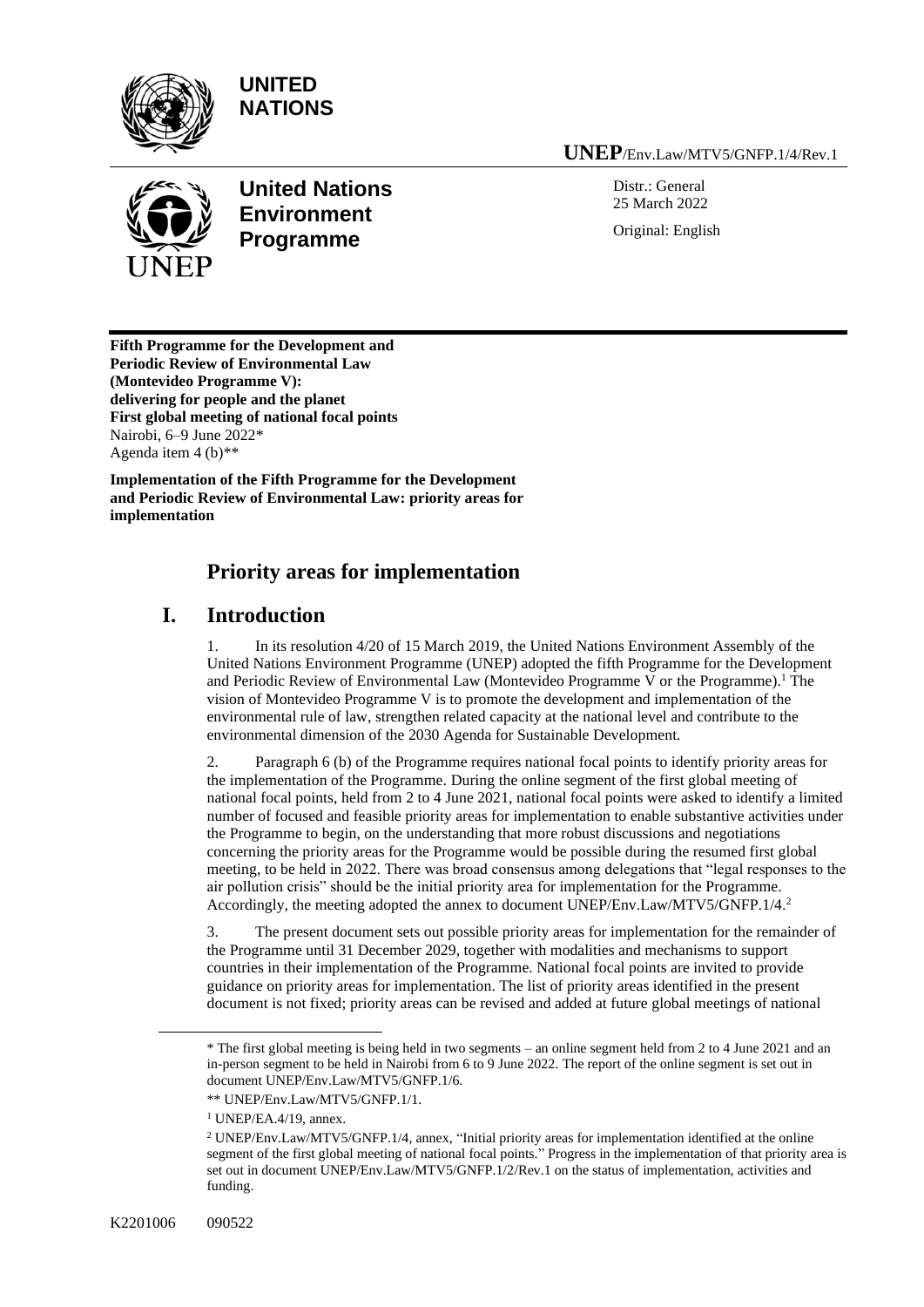UNITED NATIONS

**UNEP**/Env.Law/MTV5/GNFP.1/4/Rev.1

**United Nations Environment Programme**

Distr.: General
25 March 2022

Original: English

**Fifth Programme for the Development and Periodic Review of Environmental Law (Montevideo Programme V): delivering for people and the planet**
**First global meeting of national focal points**
Nairobi, 6–9 June 2022*
Agenda item 4 (b)**

**Implementation of the Fifth Programme for the Development and Periodic Review of Environmental Law: priority areas for implementation**

# Priority areas for implementation

## I. Introduction

1. In its resolution 4/20 of 15 March 2019, the United Nations Environment Assembly of the United Nations Environment Programme (UNEP) adopted the fifth Programme for the Development and Periodic Review of Environmental Law (Montevideo Programme V or the Programme).[1] The vision of Montevideo Programme V is to promote the development and implementation of the environmental rule of law, strengthen related capacity at the national level and contribute to the environmental dimension of the 2030 Agenda for Sustainable Development.

2. Paragraph 6 (b) of the Programme requires national focal points to identify priority areas for the implementation of the Programme. During the online segment of the first global meeting of national focal points, held from 2 to 4 June 2021, national focal points were asked to identify a limited number of focused and feasible priority areas for implementation to enable substantive activities under the Programme to begin, on the understanding that more robust discussions and negotiations concerning the priority areas for the Programme would be possible during the resumed first global meeting, to be held in 2022. There was broad consensus among delegations that "legal responses to the air pollution crisis" should be the initial priority area for implementation for the Programme. Accordingly, the meeting adopted the annex to document UNEP/Env.Law/MTV5/GNFP.1/4.[2]

3. The present document sets out possible priority areas for implementation for the remainder of the Programme until 31 December 2029, together with modalities and mechanisms to support countries in their implementation of the Programme. National focal points are invited to provide guidance on priority areas for implementation. The list of priority areas identified in the present document is not fixed; priority areas can be revised and added at future global meetings of national

---

\* The first global meeting is being held in two segments – an online segment held from 2 to 4 June 2021 and an in-person segment to be held in Nairobi from 6 to 9 June 2022. The report of the online segment is set out in document UNEP/Env.Law/MTV5/GNFP.1/6.

\*\* UNEP/Env.Law/MTV5/GNFP.1/1.

[1] UNEP/EA.4/19, annex.

[2] UNEP/Env.Law/MTV5/GNFP.1/4, annex, "Initial priority areas for implementation identified at the online segment of the first global meeting of national focal points." Progress in the implementation of that priority area is set out in document UNEP/Env.Law/MTV5/GNFP.1/2/Rev.1 on the status of implementation, activities and funding.

K2201006 090522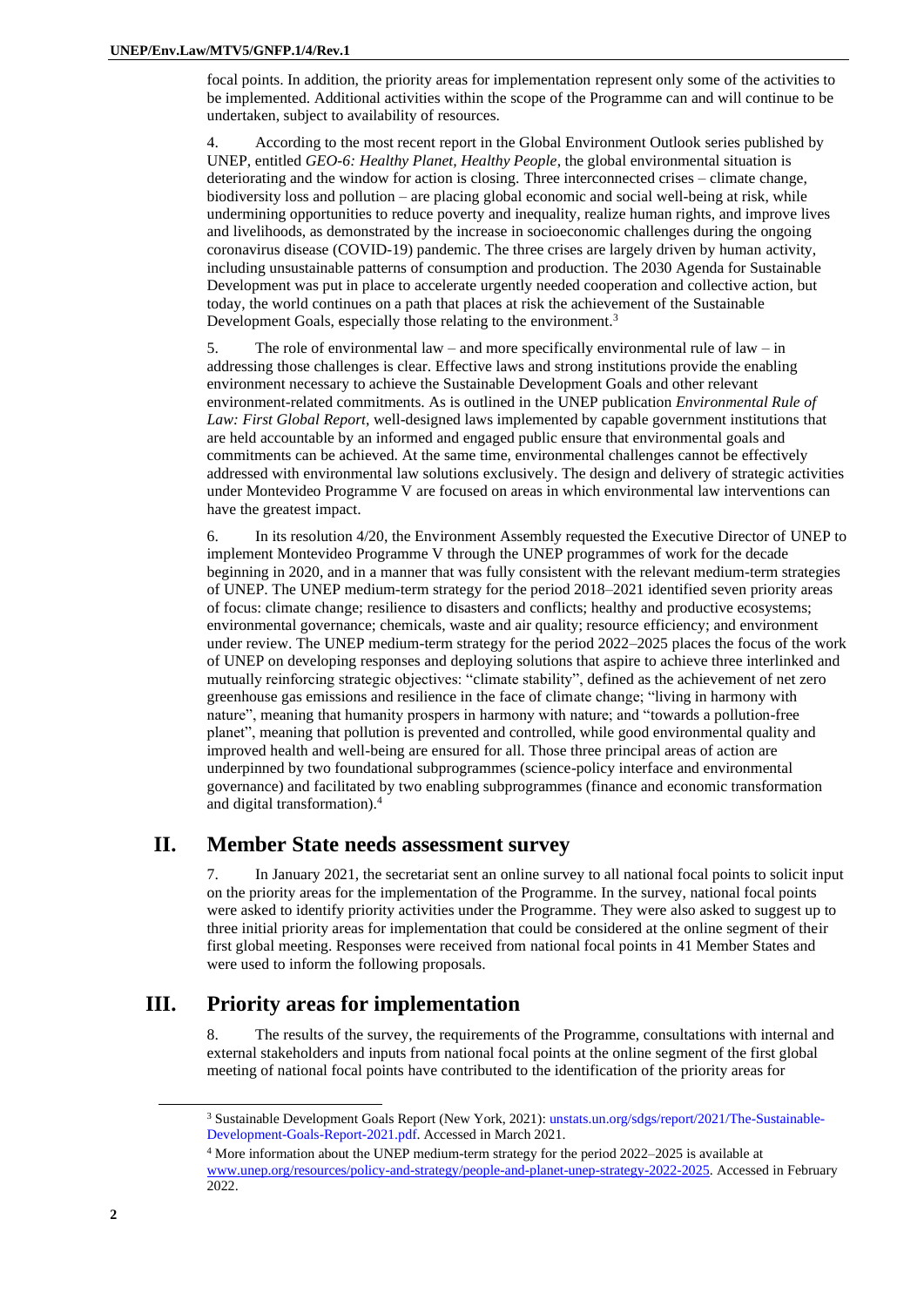focal points. In addition, the priority areas for implementation represent only some of the activities to be implemented. Additional activities within the scope of the Programme can and will continue to be undertaken, subject to availability of resources.

4. According to the most recent report in the Global Environment Outlook series published by UNEP, entitled *GEO-6: Healthy Planet, Healthy People*, the global environmental situation is deteriorating and the window for action is closing. Three interconnected crises – climate change, biodiversity loss and pollution – are placing global economic and social well-being at risk, while undermining opportunities to reduce poverty and inequality, realize human rights, and improve lives and livelihoods, as demonstrated by the increase in socioeconomic challenges during the ongoing coronavirus disease (COVID-19) pandemic. The three crises are largely driven by human activity, including unsustainable patterns of consumption and production. The 2030 Agenda for Sustainable Development was put in place to accelerate urgently needed cooperation and collective action, but today, the world continues on a path that places at risk the achievement of the Sustainable Development Goals, especially those relating to the environment.[3]

5. The role of environmental law – and more specifically environmental rule of law – in addressing those challenges is clear. Effective laws and strong institutions provide the enabling environment necessary to achieve the Sustainable Development Goals and other relevant environment-related commitments. As is outlined in the UNEP publication *Environmental Rule of Law: First Global Report*, well-designed laws implemented by capable government institutions that are held accountable by an informed and engaged public ensure that environmental goals and commitments can be achieved. At the same time, environmental challenges cannot be effectively addressed with environmental law solutions exclusively. The design and delivery of strategic activities under Montevideo Programme V are focused on areas in which environmental law interventions can have the greatest impact.

6. In its resolution 4/20, the Environment Assembly requested the Executive Director of UNEP to implement Montevideo Programme V through the UNEP programmes of work for the decade beginning in 2020, and in a manner that was fully consistent with the relevant medium-term strategies of UNEP. The UNEP medium-term strategy for the period 2018–2021 identified seven priority areas of focus: climate change; resilience to disasters and conflicts; healthy and productive ecosystems; environmental governance; chemicals, waste and air quality; resource efficiency; and environment under review. The UNEP medium-term strategy for the period 2022–2025 places the focus of the work of UNEP on developing responses and deploying solutions that aspire to achieve three interlinked and mutually reinforcing strategic objectives: "climate stability", defined as the achievement of net zero greenhouse gas emissions and resilience in the face of climate change; "living in harmony with nature", meaning that humanity prospers in harmony with nature; and "towards a pollution-free planet", meaning that pollution is prevented and controlled, while good environmental quality and improved health and well-being are ensured for all. Those three principal areas of action are underpinned by two foundational subprogrammes (science-policy interface and environmental governance) and facilitated by two enabling subprogrammes (finance and economic transformation and digital transformation).[4]

## II. Member State needs assessment survey

7. In January 2021, the secretariat sent an online survey to all national focal points to solicit input on the priority areas for the implementation of the Programme. In the survey, national focal points were asked to identify priority activities under the Programme. They were also asked to suggest up to three initial priority areas for implementation that could be considered at the online segment of their first global meeting. Responses were received from national focal points in 41 Member States and were used to inform the following proposals.

## III. Priority areas for implementation

8. The results of the survey, the requirements of the Programme, consultations with internal and external stakeholders and inputs from national focal points at the online segment of the first global meeting of national focal points have contributed to the identification of the priority areas for

---

[3] Sustainable Development Goals Report (New York, 2021): unstats.un.org/sdgs/report/2021/The-Sustainable-Development-Goals-Report-2021.pdf. Accessed in March 2021.

[4] More information about the UNEP medium-term strategy for the period 2022–2025 is available at www.unep.org/resources/policy-and-strategy/people-and-planet-unep-strategy-2022-2025. Accessed in February 2022.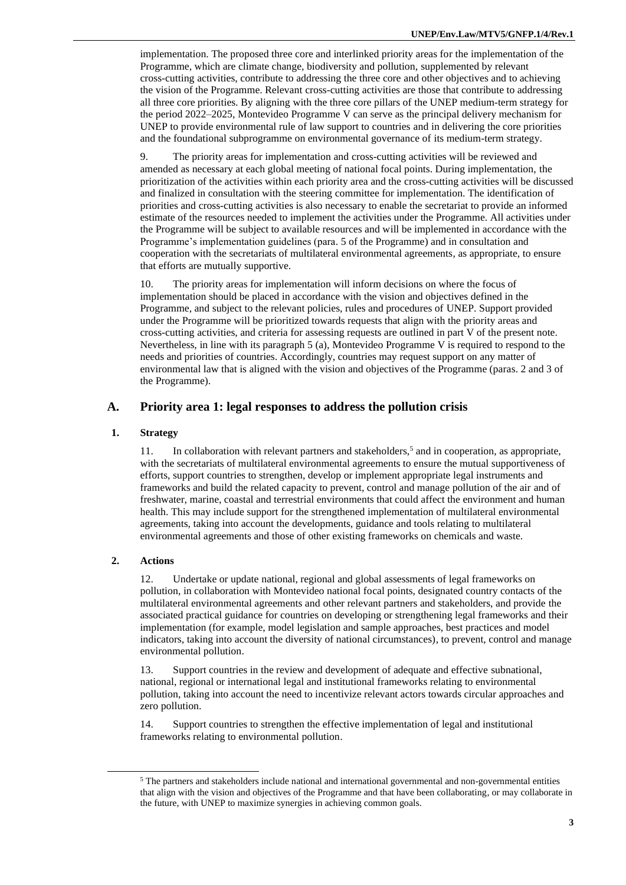implementation. The proposed three core and interlinked priority areas for the implementation of the Programme, which are climate change, biodiversity and pollution, supplemented by relevant cross-cutting activities, contribute to addressing the three core and other objectives and to achieving the vision of the Programme. Relevant cross-cutting activities are those that contribute to addressing all three core priorities. By aligning with the three core pillars of the UNEP medium-term strategy for the period 2022–2025, Montevideo Programme V can serve as the principal delivery mechanism for UNEP to provide environmental rule of law support to countries and in delivering the core priorities and the foundational subprogramme on environmental governance of its medium-term strategy.

9. The priority areas for implementation and cross-cutting activities will be reviewed and amended as necessary at each global meeting of national focal points. During implementation, the prioritization of the activities within each priority area and the cross-cutting activities will be discussed and finalized in consultation with the steering committee for implementation. The identification of priorities and cross-cutting activities is also necessary to enable the secretariat to provide an informed estimate of the resources needed to implement the activities under the Programme. All activities under the Programme will be subject to available resources and will be implemented in accordance with the Programme's implementation guidelines (para. 5 of the Programme) and in consultation and cooperation with the secretariats of multilateral environmental agreements, as appropriate, to ensure that efforts are mutually supportive.

10. The priority areas for implementation will inform decisions on where the focus of implementation should be placed in accordance with the vision and objectives defined in the Programme, and subject to the relevant policies, rules and procedures of UNEP. Support provided under the Programme will be prioritized towards requests that align with the priority areas and cross-cutting activities, and criteria for assessing requests are outlined in part V of the present note. Nevertheless, in line with its paragraph 5 (a), Montevideo Programme V is required to respond to the needs and priorities of countries. Accordingly, countries may request support on any matter of environmental law that is aligned with the vision and objectives of the Programme (paras. 2 and 3 of the Programme).

## A. Priority area 1: legal responses to address the pollution crisis

### 1. Strategy

11. In collaboration with relevant partners and stakeholders,[5] and in cooperation, as appropriate, with the secretariats of multilateral environmental agreements to ensure the mutual supportiveness of efforts, support countries to strengthen, develop or implement appropriate legal instruments and frameworks and build the related capacity to prevent, control and manage pollution of the air and of freshwater, marine, coastal and terrestrial environments that could affect the environment and human health. This may include support for the strengthened implementation of multilateral environmental agreements, taking into account the developments, guidance and tools relating to multilateral environmental agreements and those of other existing frameworks on chemicals and waste.

### 2. Actions

12. Undertake or update national, regional and global assessments of legal frameworks on pollution, in collaboration with Montevideo national focal points, designated country contacts of the multilateral environmental agreements and other relevant partners and stakeholders, and provide the associated practical guidance for countries on developing or strengthening legal frameworks and their implementation (for example, model legislation and sample approaches, best practices and model indicators, taking into account the diversity of national circumstances), to prevent, control and manage environmental pollution.

13. Support countries in the review and development of adequate and effective subnational, national, regional or international legal and institutional frameworks relating to environmental pollution, taking into account the need to incentivize relevant actors towards circular approaches and zero pollution.

14. Support countries to strengthen the effective implementation of legal and institutional frameworks relating to environmental pollution.

[5] The partners and stakeholders include national and international governmental and non-governmental entities that align with the vision and objectives of the Programme and that have been collaborating, or may collaborate in the future, with UNEP to maximize synergies in achieving common goals.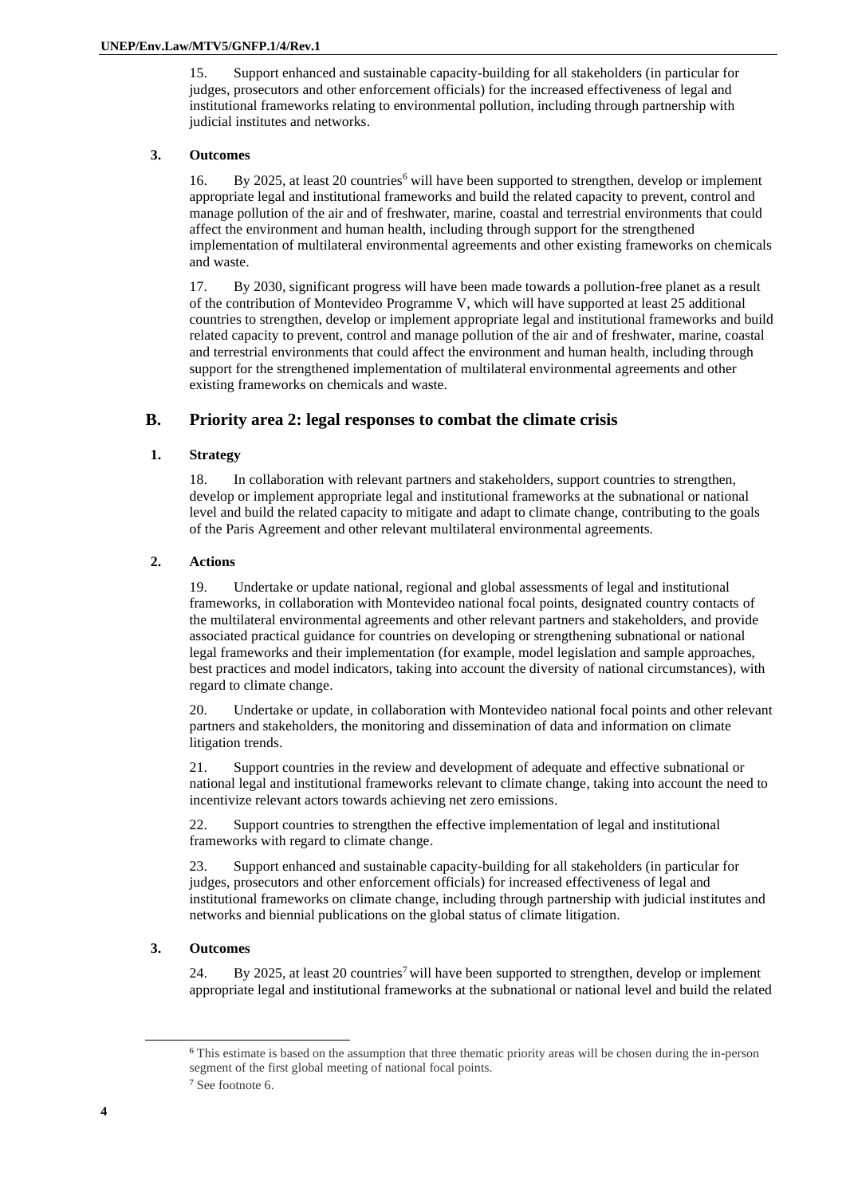15. Support enhanced and sustainable capacity-building for all stakeholders (in particular for judges, prosecutors and other enforcement officials) for the increased effectiveness of legal and institutional frameworks relating to environmental pollution, including through partnership with judicial institutes and networks.

### 3. Outcomes

16. By 2025, at least 20 countries[6] will have been supported to strengthen, develop or implement appropriate legal and institutional frameworks and build the related capacity to prevent, control and manage pollution of the air and of freshwater, marine, coastal and terrestrial environments that could affect the environment and human health, including through support for the strengthened implementation of multilateral environmental agreements and other existing frameworks on chemicals and waste.

17. By 2030, significant progress will have been made towards a pollution-free planet as a result of the contribution of Montevideo Programme V, which will have supported at least 25 additional countries to strengthen, develop or implement appropriate legal and institutional frameworks and build related capacity to prevent, control and manage pollution of the air and of freshwater, marine, coastal and terrestrial environments that could affect the environment and human health, including through support for the strengthened implementation of multilateral environmental agreements and other existing frameworks on chemicals and waste.

## B. Priority area 2: legal responses to combat the climate crisis

### 1. Strategy

18. In collaboration with relevant partners and stakeholders, support countries to strengthen, develop or implement appropriate legal and institutional frameworks at the subnational or national level and build the related capacity to mitigate and adapt to climate change, contributing to the goals of the Paris Agreement and other relevant multilateral environmental agreements.

### 2. Actions

19. Undertake or update national, regional and global assessments of legal and institutional frameworks, in collaboration with Montevideo national focal points, designated country contacts of the multilateral environmental agreements and other relevant partners and stakeholders, and provide associated practical guidance for countries on developing or strengthening subnational or national legal frameworks and their implementation (for example, model legislation and sample approaches, best practices and model indicators, taking into account the diversity of national circumstances), with regard to climate change.

20. Undertake or update, in collaboration with Montevideo national focal points and other relevant partners and stakeholders, the monitoring and dissemination of data and information on climate litigation trends.

21. Support countries in the review and development of adequate and effective subnational or national legal and institutional frameworks relevant to climate change, taking into account the need to incentivize relevant actors towards achieving net zero emissions.

22. Support countries to strengthen the effective implementation of legal and institutional frameworks with regard to climate change.

23. Support enhanced and sustainable capacity-building for all stakeholders (in particular for judges, prosecutors and other enforcement officials) for increased effectiveness of legal and institutional frameworks on climate change, including through partnership with judicial institutes and networks and biennial publications on the global status of climate litigation.

### 3. Outcomes

24. By 2025, at least 20 countries[7] will have been supported to strengthen, develop or implement appropriate legal and institutional frameworks at the subnational or national level and build the related

[6] This estimate is based on the assumption that three thematic priority areas will be chosen during the in-person segment of the first global meeting of national focal points.

[7] See footnote 6.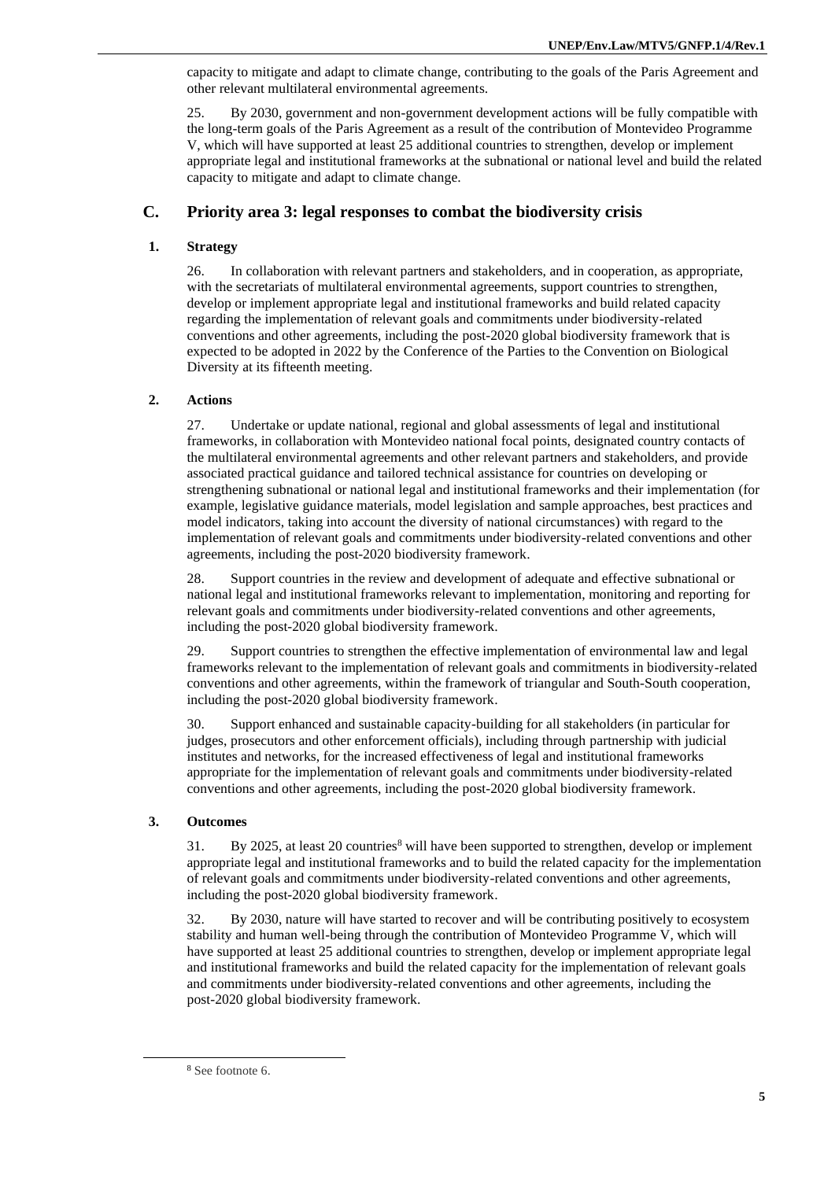capacity to mitigate and adapt to climate change, contributing to the goals of the Paris Agreement and other relevant multilateral environmental agreements.

25. By 2030, government and non-government development actions will be fully compatible with the long-term goals of the Paris Agreement as a result of the contribution of Montevideo Programme V, which will have supported at least 25 additional countries to strengthen, develop or implement appropriate legal and institutional frameworks at the subnational or national level and build the related capacity to mitigate and adapt to climate change.

## C. Priority area 3: legal responses to combat the biodiversity crisis

### 1. Strategy

26. In collaboration with relevant partners and stakeholders, and in cooperation, as appropriate, with the secretariats of multilateral environmental agreements, support countries to strengthen, develop or implement appropriate legal and institutional frameworks and build related capacity regarding the implementation of relevant goals and commitments under biodiversity-related conventions and other agreements, including the post-2020 global biodiversity framework that is expected to be adopted in 2022 by the Conference of the Parties to the Convention on Biological Diversity at its fifteenth meeting.

### 2. Actions

27. Undertake or update national, regional and global assessments of legal and institutional frameworks, in collaboration with Montevideo national focal points, designated country contacts of the multilateral environmental agreements and other relevant partners and stakeholders, and provide associated practical guidance and tailored technical assistance for countries on developing or strengthening subnational or national legal and institutional frameworks and their implementation (for example, legislative guidance materials, model legislation and sample approaches, best practices and model indicators, taking into account the diversity of national circumstances) with regard to the implementation of relevant goals and commitments under biodiversity-related conventions and other agreements, including the post-2020 biodiversity framework.

28. Support countries in the review and development of adequate and effective subnational or national legal and institutional frameworks relevant to implementation, monitoring and reporting for relevant goals and commitments under biodiversity-related conventions and other agreements, including the post-2020 global biodiversity framework.

29. Support countries to strengthen the effective implementation of environmental law and legal frameworks relevant to the implementation of relevant goals and commitments in biodiversity-related conventions and other agreements, within the framework of triangular and South-South cooperation, including the post-2020 global biodiversity framework.

30. Support enhanced and sustainable capacity-building for all stakeholders (in particular for judges, prosecutors and other enforcement officials), including through partnership with judicial institutes and networks, for the increased effectiveness of legal and institutional frameworks appropriate for the implementation of relevant goals and commitments under biodiversity-related conventions and other agreements, including the post-2020 global biodiversity framework.

### 3. Outcomes

31. By 2025, at least 20 countries[8] will have been supported to strengthen, develop or implement appropriate legal and institutional frameworks and to build the related capacity for the implementation of relevant goals and commitments under biodiversity-related conventions and other agreements, including the post-2020 global biodiversity framework.

32. By 2030, nature will have started to recover and will be contributing positively to ecosystem stability and human well-being through the contribution of Montevideo Programme V, which will have supported at least 25 additional countries to strengthen, develop or implement appropriate legal and institutional frameworks and build the related capacity for the implementation of relevant goals and commitments under biodiversity-related conventions and other agreements, including the post-2020 global biodiversity framework.

---

[8] See footnote 6.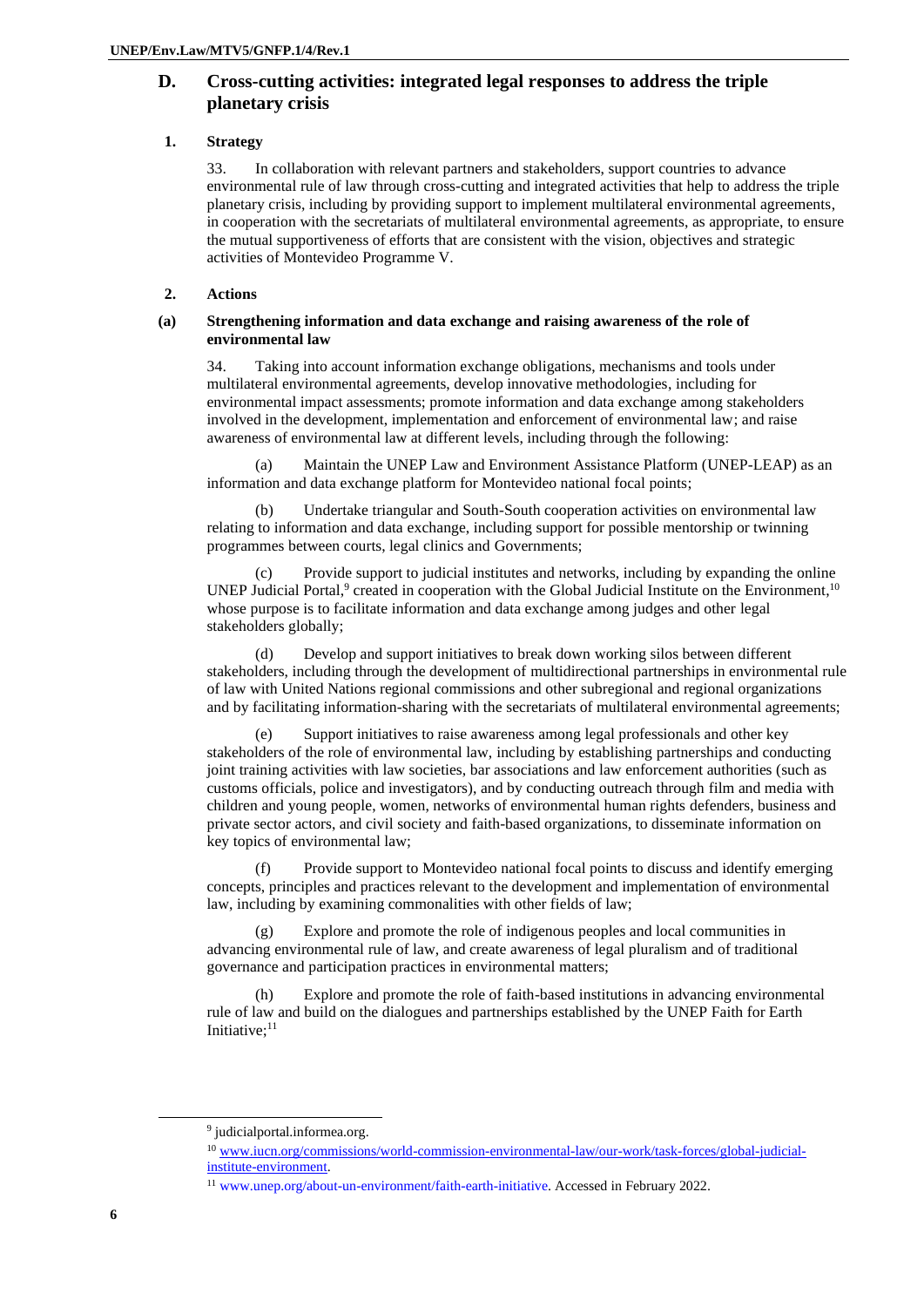## D. Cross-cutting activities: integrated legal responses to address the triple planetary crisis

### 1. Strategy

33. In collaboration with relevant partners and stakeholders, support countries to advance environmental rule of law through cross-cutting and integrated activities that help to address the triple planetary crisis, including by providing support to implement multilateral environmental agreements, in cooperation with the secretariats of multilateral environmental agreements, as appropriate, to ensure the mutual supportiveness of efforts that are consistent with the vision, objectives and strategic activities of Montevideo Programme V.

### 2. Actions

#### (a) Strengthening information and data exchange and raising awareness of the role of environmental law

34. Taking into account information exchange obligations, mechanisms and tools under multilateral environmental agreements, develop innovative methodologies, including for environmental impact assessments; promote information and data exchange among stakeholders involved in the development, implementation and enforcement of environmental law; and raise awareness of environmental law at different levels, including through the following:

(a) Maintain the UNEP Law and Environment Assistance Platform (UNEP-LEAP) as an information and data exchange platform for Montevideo national focal points;

(b) Undertake triangular and South-South cooperation activities on environmental law relating to information and data exchange, including support for possible mentorship or twinning programmes between courts, legal clinics and Governments;

(c) Provide support to judicial institutes and networks, including by expanding the online UNEP Judicial Portal,[9] created in cooperation with the Global Judicial Institute on the Environment,[10] whose purpose is to facilitate information and data exchange among judges and other legal stakeholders globally;

(d) Develop and support initiatives to break down working silos between different stakeholders, including through the development of multidirectional partnerships in environmental rule of law with United Nations regional commissions and other subregional and regional organizations and by facilitating information-sharing with the secretariats of multilateral environmental agreements;

(e) Support initiatives to raise awareness among legal professionals and other key stakeholders of the role of environmental law, including by establishing partnerships and conducting joint training activities with law societies, bar associations and law enforcement authorities (such as customs officials, police and investigators), and by conducting outreach through film and media with children and young people, women, networks of environmental human rights defenders, business and private sector actors, and civil society and faith-based organizations, to disseminate information on key topics of environmental law;

(f) Provide support to Montevideo national focal points to discuss and identify emerging concepts, principles and practices relevant to the development and implementation of environmental law, including by examining commonalities with other fields of law;

(g) Explore and promote the role of indigenous peoples and local communities in advancing environmental rule of law, and create awareness of legal pluralism and of traditional governance and participation practices in environmental matters;

(h) Explore and promote the role of faith-based institutions in advancing environmental rule of law and build on the dialogues and partnerships established by the UNEP Faith for Earth Initiative;[11]

---

[9] judicialportal.informea.org.

[10] www.iucn.org/commissions/world-commission-environmental-law/our-work/task-forces/global-judicial-institute-environment.

[11] www.unep.org/about-un-environment/faith-earth-initiative. Accessed in February 2022.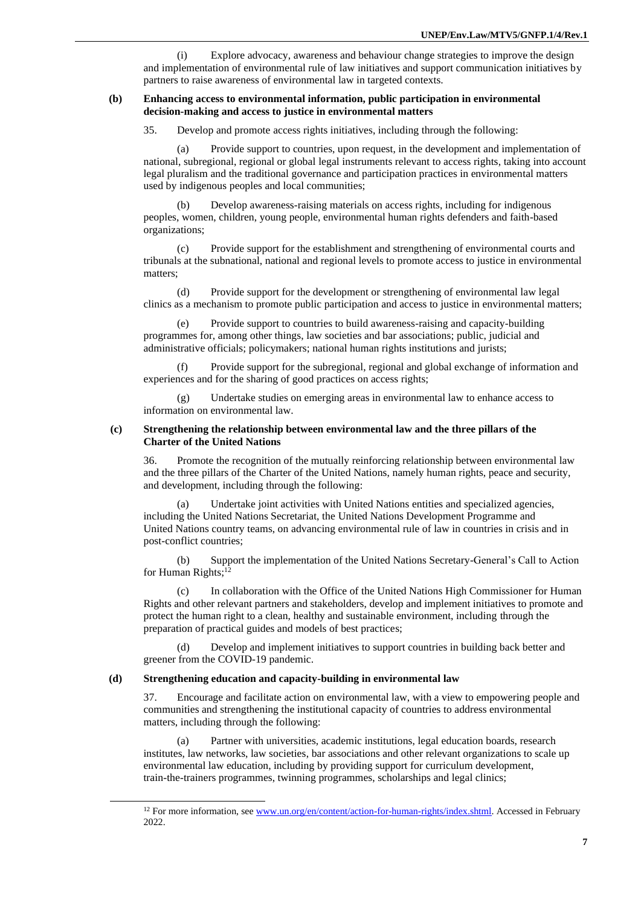(i) Explore advocacy, awareness and behaviour change strategies to improve the design and implementation of environmental rule of law initiatives and support communication initiatives by partners to raise awareness of environmental law in targeted contexts.

**(b) Enhancing access to environmental information, public participation in environmental decision-making and access to justice in environmental matters**

35. Develop and promote access rights initiatives, including through the following:

(a) Provide support to countries, upon request, in the development and implementation of national, subregional, regional or global legal instruments relevant to access rights, taking into account legal pluralism and the traditional governance and participation practices in environmental matters used by indigenous peoples and local communities;

(b) Develop awareness-raising materials on access rights, including for indigenous peoples, women, children, young people, environmental human rights defenders and faith-based organizations;

(c) Provide support for the establishment and strengthening of environmental courts and tribunals at the subnational, national and regional levels to promote access to justice in environmental matters;

(d) Provide support for the development or strengthening of environmental law legal clinics as a mechanism to promote public participation and access to justice in environmental matters;

(e) Provide support to countries to build awareness-raising and capacity-building programmes for, among other things, law societies and bar associations; public, judicial and administrative officials; policymakers; national human rights institutions and jurists;

(f) Provide support for the subregional, regional and global exchange of information and experiences and for the sharing of good practices on access rights;

(g) Undertake studies on emerging areas in environmental law to enhance access to information on environmental law.

**(c) Strengthening the relationship between environmental law and the three pillars of the Charter of the United Nations**

36. Promote the recognition of the mutually reinforcing relationship between environmental law and the three pillars of the Charter of the United Nations, namely human rights, peace and security, and development, including through the following:

(a) Undertake joint activities with United Nations entities and specialized agencies, including the United Nations Secretariat, the United Nations Development Programme and United Nations country teams, on advancing environmental rule of law in countries in crisis and in post-conflict countries;

(b) Support the implementation of the United Nations Secretary-General's Call to Action for Human Rights;[12]

(c) In collaboration with the Office of the United Nations High Commissioner for Human Rights and other relevant partners and stakeholders, develop and implement initiatives to promote and protect the human right to a clean, healthy and sustainable environment, including through the preparation of practical guides and models of best practices;

(d) Develop and implement initiatives to support countries in building back better and greener from the COVID-19 pandemic.

**(d) Strengthening education and capacity-building in environmental law**

37. Encourage and facilitate action on environmental law, with a view to empowering people and communities and strengthening the institutional capacity of countries to address environmental matters, including through the following:

(a) Partner with universities, academic institutions, legal education boards, research institutes, law networks, law societies, bar associations and other relevant organizations to scale up environmental law education, including by providing support for curriculum development, train-the-trainers programmes, twinning programmes, scholarships and legal clinics;

---

[12] For more information, see www.un.org/en/content/action-for-human-rights/index.shtml. Accessed in February 2022.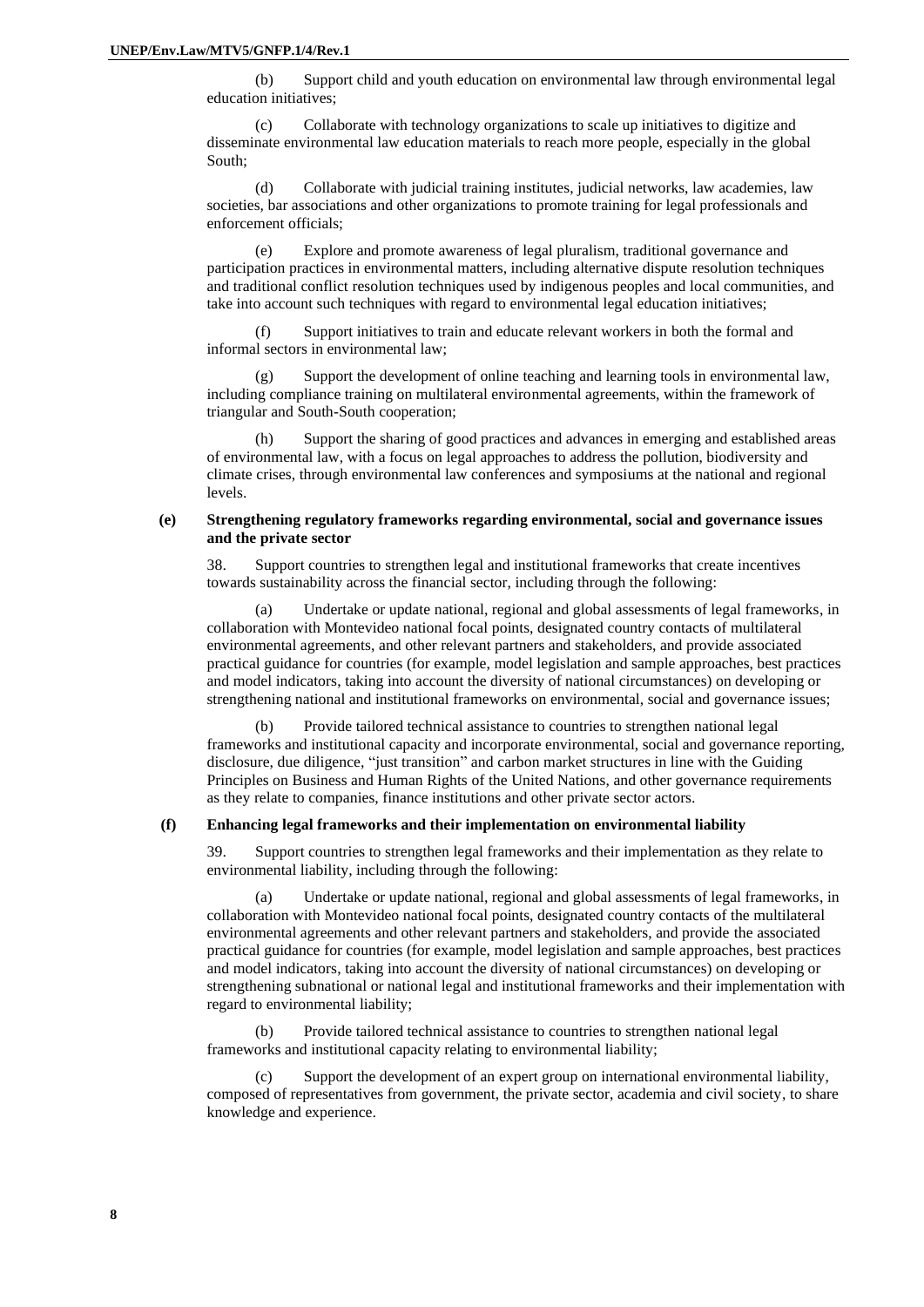(b) Support child and youth education on environmental law through environmental legal education initiatives;

(c) Collaborate with technology organizations to scale up initiatives to digitize and disseminate environmental law education materials to reach more people, especially in the global South;

(d) Collaborate with judicial training institutes, judicial networks, law academies, law societies, bar associations and other organizations to promote training for legal professionals and enforcement officials;

(e) Explore and promote awareness of legal pluralism, traditional governance and participation practices in environmental matters, including alternative dispute resolution techniques and traditional conflict resolution techniques used by indigenous peoples and local communities, and take into account such techniques with regard to environmental legal education initiatives;

(f) Support initiatives to train and educate relevant workers in both the formal and informal sectors in environmental law;

(g) Support the development of online teaching and learning tools in environmental law, including compliance training on multilateral environmental agreements, within the framework of triangular and South-South cooperation;

(h) Support the sharing of good practices and advances in emerging and established areas of environmental law, with a focus on legal approaches to address the pollution, biodiversity and climate crises, through environmental law conferences and symposiums at the national and regional levels.

**(e) Strengthening regulatory frameworks regarding environmental, social and governance issues and the private sector**

38. Support countries to strengthen legal and institutional frameworks that create incentives towards sustainability across the financial sector, including through the following:

(a) Undertake or update national, regional and global assessments of legal frameworks, in collaboration with Montevideo national focal points, designated country contacts of multilateral environmental agreements, and other relevant partners and stakeholders, and provide associated practical guidance for countries (for example, model legislation and sample approaches, best practices and model indicators, taking into account the diversity of national circumstances) on developing or strengthening national and institutional frameworks on environmental, social and governance issues;

(b) Provide tailored technical assistance to countries to strengthen national legal frameworks and institutional capacity and incorporate environmental, social and governance reporting, disclosure, due diligence, "just transition" and carbon market structures in line with the Guiding Principles on Business and Human Rights of the United Nations, and other governance requirements as they relate to companies, finance institutions and other private sector actors.

**(f) Enhancing legal frameworks and their implementation on environmental liability**

39. Support countries to strengthen legal frameworks and their implementation as they relate to environmental liability, including through the following:

(a) Undertake or update national, regional and global assessments of legal frameworks, in collaboration with Montevideo national focal points, designated country contacts of the multilateral environmental agreements and other relevant partners and stakeholders, and provide the associated practical guidance for countries (for example, model legislation and sample approaches, best practices and model indicators, taking into account the diversity of national circumstances) on developing or strengthening subnational or national legal and institutional frameworks and their implementation with regard to environmental liability;

(b) Provide tailored technical assistance to countries to strengthen national legal frameworks and institutional capacity relating to environmental liability;

(c) Support the development of an expert group on international environmental liability, composed of representatives from government, the private sector, academia and civil society, to share knowledge and experience.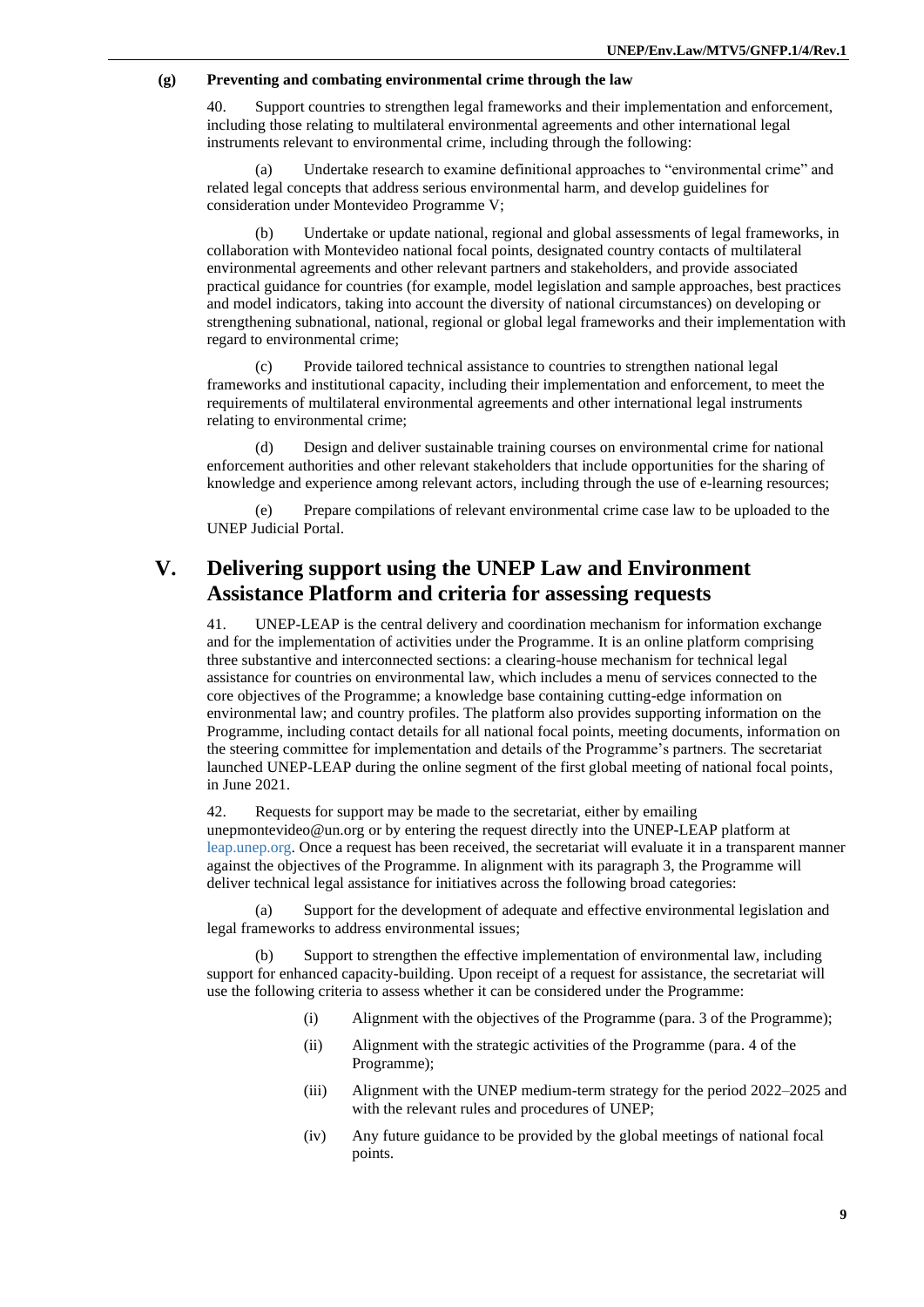#### (g) Preventing and combating environmental crime through the law

40. Support countries to strengthen legal frameworks and their implementation and enforcement, including those relating to multilateral environmental agreements and other international legal instruments relevant to environmental crime, including through the following:

(a) Undertake research to examine definitional approaches to "environmental crime" and related legal concepts that address serious environmental harm, and develop guidelines for consideration under Montevideo Programme V;

(b) Undertake or update national, regional and global assessments of legal frameworks, in collaboration with Montevideo national focal points, designated country contacts of multilateral environmental agreements and other relevant partners and stakeholders, and provide associated practical guidance for countries (for example, model legislation and sample approaches, best practices and model indicators, taking into account the diversity of national circumstances) on developing or strengthening subnational, national, regional or global legal frameworks and their implementation with regard to environmental crime;

(c) Provide tailored technical assistance to countries to strengthen national legal frameworks and institutional capacity, including their implementation and enforcement, to meet the requirements of multilateral environmental agreements and other international legal instruments relating to environmental crime;

(d) Design and deliver sustainable training courses on environmental crime for national enforcement authorities and other relevant stakeholders that include opportunities for the sharing of knowledge and experience among relevant actors, including through the use of e-learning resources;

(e) Prepare compilations of relevant environmental crime case law to be uploaded to the UNEP Judicial Portal.

## V. Delivering support using the UNEP Law and Environment Assistance Platform and criteria for assessing requests

41. UNEP-LEAP is the central delivery and coordination mechanism for information exchange and for the implementation of activities under the Programme. It is an online platform comprising three substantive and interconnected sections: a clearing-house mechanism for technical legal assistance for countries on environmental law, which includes a menu of services connected to the core objectives of the Programme; a knowledge base containing cutting-edge information on environmental law; and country profiles. The platform also provides supporting information on the Programme, including contact details for all national focal points, meeting documents, information on the steering committee for implementation and details of the Programme's partners. The secretariat launched UNEP-LEAP during the online segment of the first global meeting of national focal points, in June 2021.

42. Requests for support may be made to the secretariat, either by emailing unepmontevideo@un.org or by entering the request directly into the UNEP-LEAP platform at leap.unep.org. Once a request has been received, the secretariat will evaluate it in a transparent manner against the objectives of the Programme. In alignment with its paragraph 3, the Programme will deliver technical legal assistance for initiatives across the following broad categories:

(a) Support for the development of adequate and effective environmental legislation and legal frameworks to address environmental issues;

(b) Support to strengthen the effective implementation of environmental law, including support for enhanced capacity-building. Upon receipt of a request for assistance, the secretariat will use the following criteria to assess whether it can be considered under the Programme:

(i) Alignment with the objectives of the Programme (para. 3 of the Programme);

(ii) Alignment with the strategic activities of the Programme (para. 4 of the Programme);

(iii) Alignment with the UNEP medium-term strategy for the period 2022–2025 and with the relevant rules and procedures of UNEP;

(iv) Any future guidance to be provided by the global meetings of national focal points.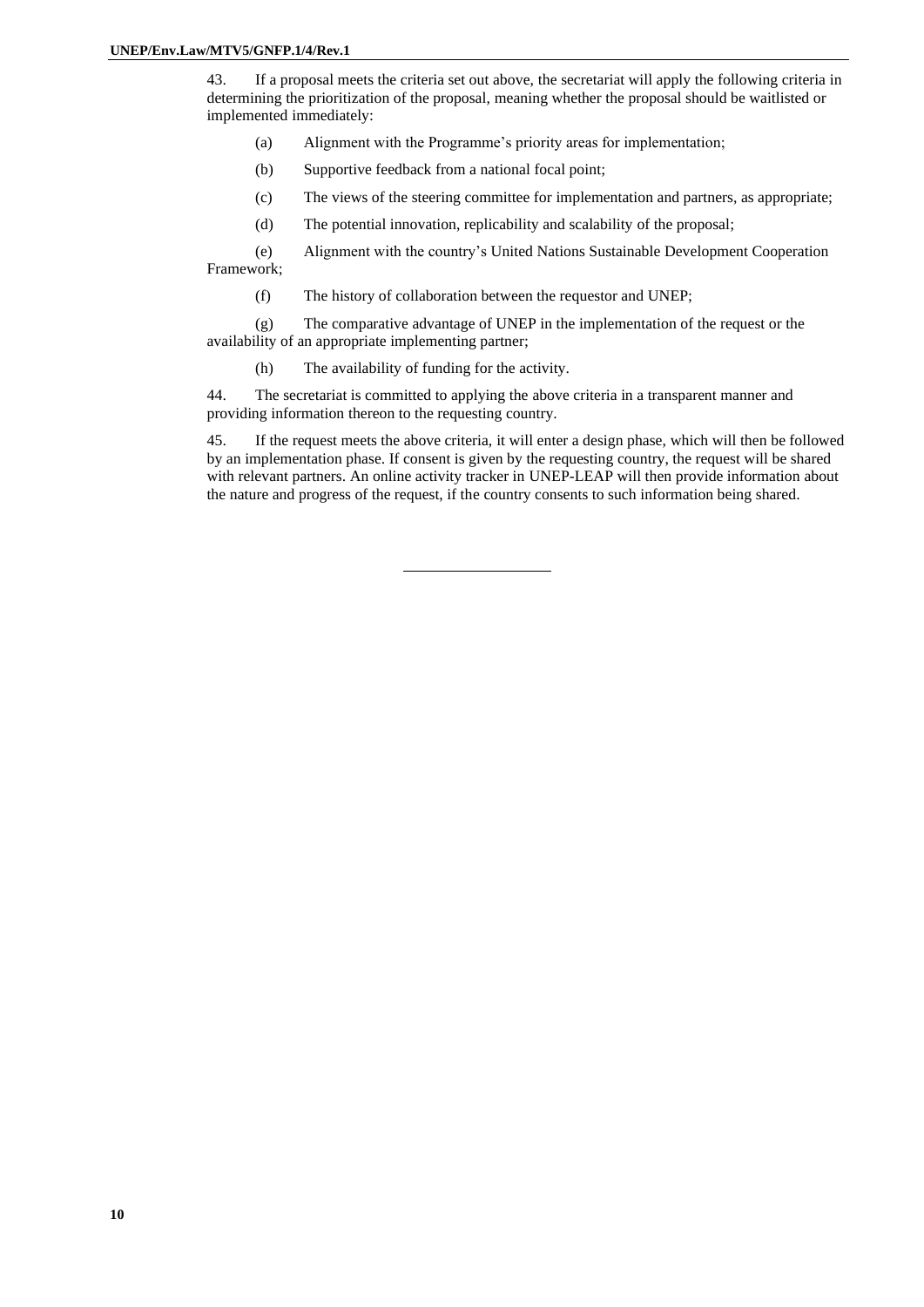43. If a proposal meets the criteria set out above, the secretariat will apply the following criteria in determining the prioritization of the proposal, meaning whether the proposal should be waitlisted or implemented immediately:

(a) Alignment with the Programme's priority areas for implementation;

(b) Supportive feedback from a national focal point;

(c) The views of the steering committee for implementation and partners, as appropriate;

(d) The potential innovation, replicability and scalability of the proposal;

(e) Alignment with the country's United Nations Sustainable Development Cooperation Framework;

(f) The history of collaboration between the requestor and UNEP;

(g) The comparative advantage of UNEP in the implementation of the request or the availability of an appropriate implementing partner;

(h) The availability of funding for the activity.

44. The secretariat is committed to applying the above criteria in a transparent manner and providing information thereon to the requesting country.

45. If the request meets the above criteria, it will enter a design phase, which will then be followed by an implementation phase. If consent is given by the requesting country, the request will be shared with relevant partners. An online activity tracker in UNEP-LEAP will then provide information about the nature and progress of the request, if the country consents to such information being shared.